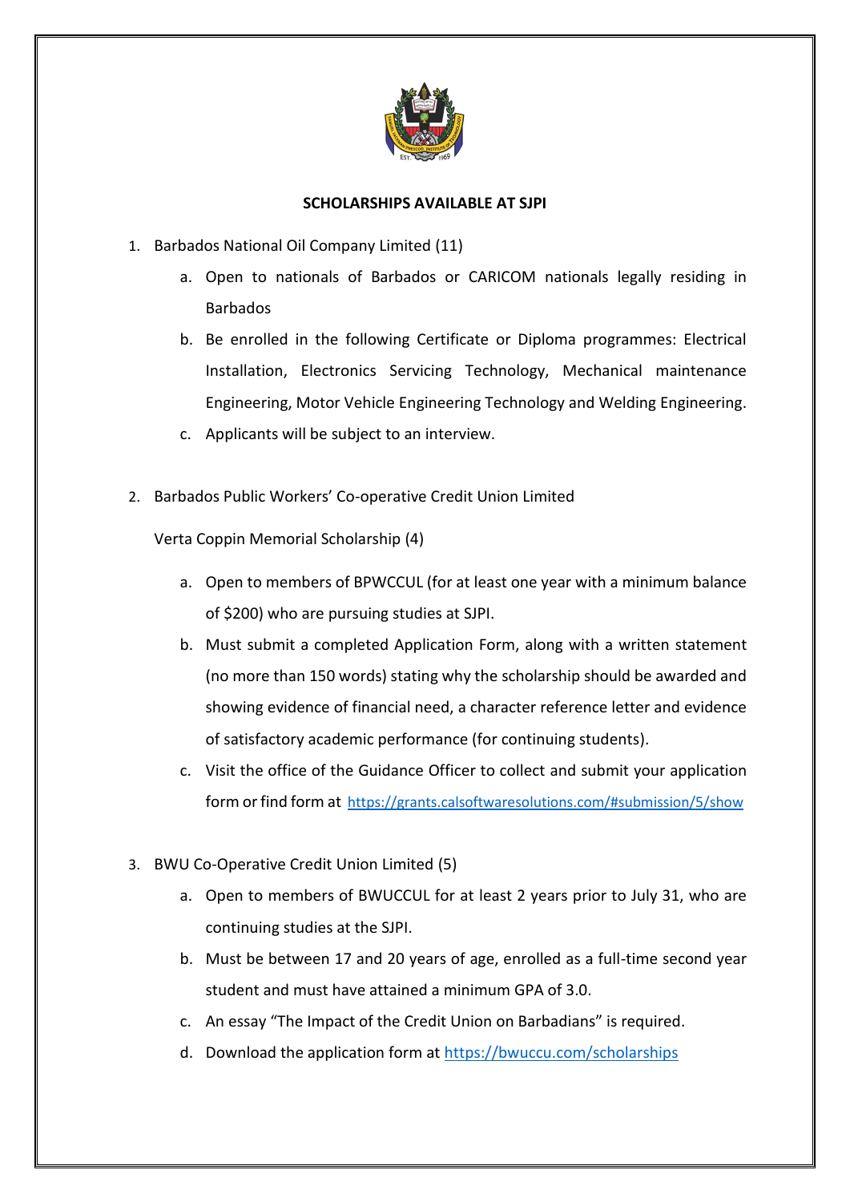**SCHOLARSHIPS AVAILABLE AT SJPI**

1. Barbados National Oil Company Limited (11)
    a. Open to nationals of Barbados or CARICOM nationals legally residing in Barbados
    b. Be enrolled in the following Certificate or Diploma programmes: Electrical Installation, Electronics Servicing Technology, Mechanical maintenance Engineering, Motor Vehicle Engineering Technology and Welding Engineering.
    c. Applicants will be subject to an interview.

2. Barbados Public Workers' Co-operative Credit Union Limited

    Verta Coppin Memorial Scholarship (4)

    a. Open to members of BPWCCUL (for at least one year with a minimum balance of $200) who are pursuing studies at SJPI.
    b. Must submit a completed Application Form, along with a written statement (no more than 150 words) stating why the scholarship should be awarded and showing evidence of financial need, a character reference letter and evidence of satisfactory academic performance (for continuing students).
    c. Visit the office of the Guidance Officer to collect and submit your application form or find form at https://grants.calsoftwaresolutions.com/#submission/5/show

3. BWU Co-Operative Credit Union Limited (5)
    a. Open to members of BWUCCUL for at least 2 years prior to July 31, who are continuing studies at the SJPI.
    b. Must be between 17 and 20 years of age, enrolled as a full-time second year student and must have attained a minimum GPA of 3.0.
    c. An essay "The Impact of the Credit Union on Barbadians" is required.
    d. Download the application form at https://bwuccu.com/scholarships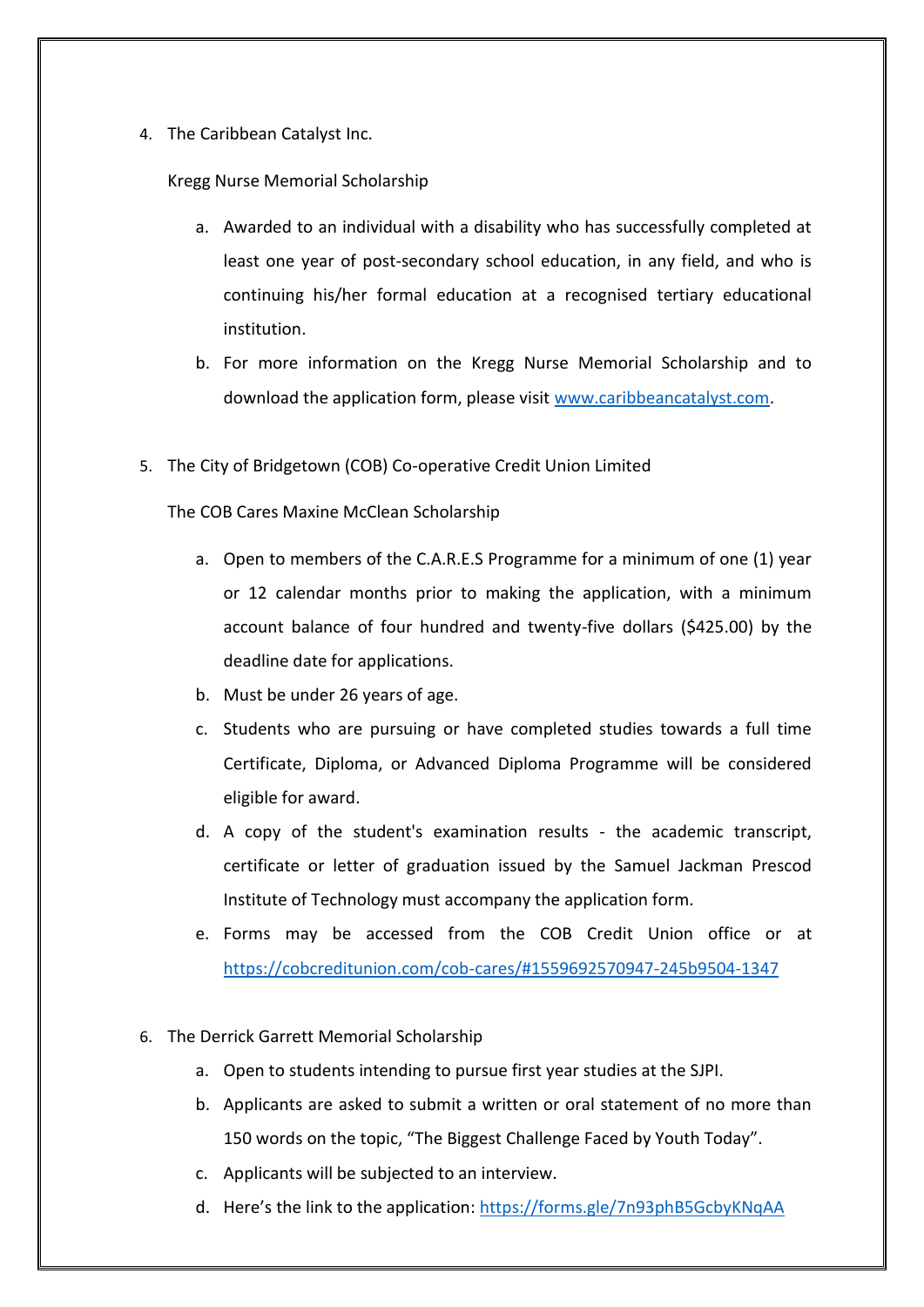4. The Caribbean Catalyst Inc.

   Kregg Nurse Memorial Scholarship

   a. Awarded to an individual with a disability who has successfully completed at least one year of post-secondary school education, in any field, and who is continuing his/her formal education at a recognised tertiary educational institution.
   b. For more information on the Kregg Nurse Memorial Scholarship and to download the application form, please visit [www.caribbeancatalyst.com](www.caribbeancatalyst.com).

5. The City of Bridgetown (COB) Co-operative Credit Union Limited

   The COB Cares Maxine McClean Scholarship

   a. Open to members of the C.A.R.E.S Programme for a minimum of one (1) year or 12 calendar months prior to making the application, with a minimum account balance of four hundred and twenty-five dollars ($425.00) by the deadline date for applications.
   b. Must be under 26 years of age.
   c. Students who are pursuing or have completed studies towards a full time Certificate, Diploma, or Advanced Diploma Programme will be considered eligible for award.
   d. A copy of the student's examination results - the academic transcript, certificate or letter of graduation issued by the Samuel Jackman Prescod Institute of Technology must accompany the application form.
   e. Forms may be accessed from the COB Credit Union office or at [https://cobcreditunion.com/cob-cares/#1559692570947-245b9504-1347](https://cobcreditunion.com/cob-cares/#1559692570947-245b9504-1347)

6. The Derrick Garrett Memorial Scholarship
   a. Open to students intending to pursue first year studies at the SJPI.
   b. Applicants are asked to submit a written or oral statement of no more than 150 words on the topic, "The Biggest Challenge Faced by Youth Today".
   c. Applicants will be subjected to an interview.
   d. Here's the link to the application: [https://forms.gle/7n93phB5GcbyKNqAA](https://forms.gle/7n93phB5GcbyKNqAA)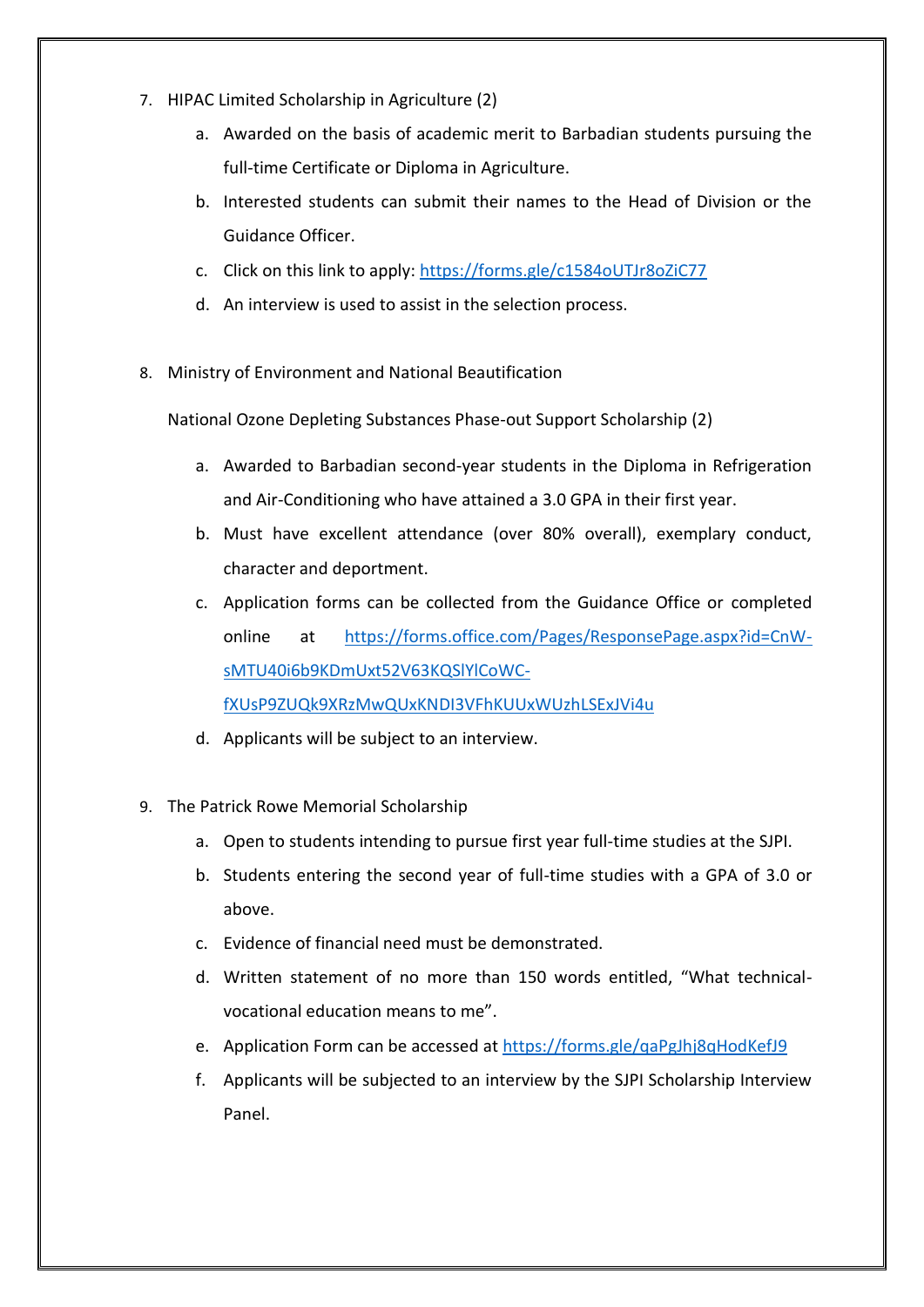7. HIPAC Limited Scholarship in Agriculture (2)
    a. Awarded on the basis of academic merit to Barbadian students pursuing the full-time Certificate or Diploma in Agriculture.
    b. Interested students can submit their names to the Head of Division or the Guidance Officer.
    c. Click on this link to apply: https://forms.gle/c1584oUTJr8oZiC77
    d. An interview is used to assist in the selection process.

8. Ministry of Environment and National Beautification

    National Ozone Depleting Substances Phase-out Support Scholarship (2)

    a. Awarded to Barbadian second-year students in the Diploma in Refrigeration and Air-Conditioning who have attained a 3.0 GPA in their first year.
    b. Must have excellent attendance (over 80% overall), exemplary conduct, character and deportment.
    c. Application forms can be collected from the Guidance Office or completed online at https://forms.office.com/Pages/ResponsePage.aspx?id=CnW-sMTU40i6b9KDmUxt52V63KQSlYlCoWC-fXUsP9ZUQk9XRzMwQUxKNDI3VFhKUUxWUzhLSExJVi4u
    d. Applicants will be subject to an interview.

9. The Patrick Rowe Memorial Scholarship
    a. Open to students intending to pursue first year full-time studies at the SJPI.
    b. Students entering the second year of full-time studies with a GPA of 3.0 or above.
    c. Evidence of financial need must be demonstrated.
    d. Written statement of no more than 150 words entitled, "What technical-vocational education means to me".
    e. Application Form can be accessed at https://forms.gle/qaPgJhj8qHodKefJ9
    f. Applicants will be subjected to an interview by the SJPI Scholarship Interview Panel.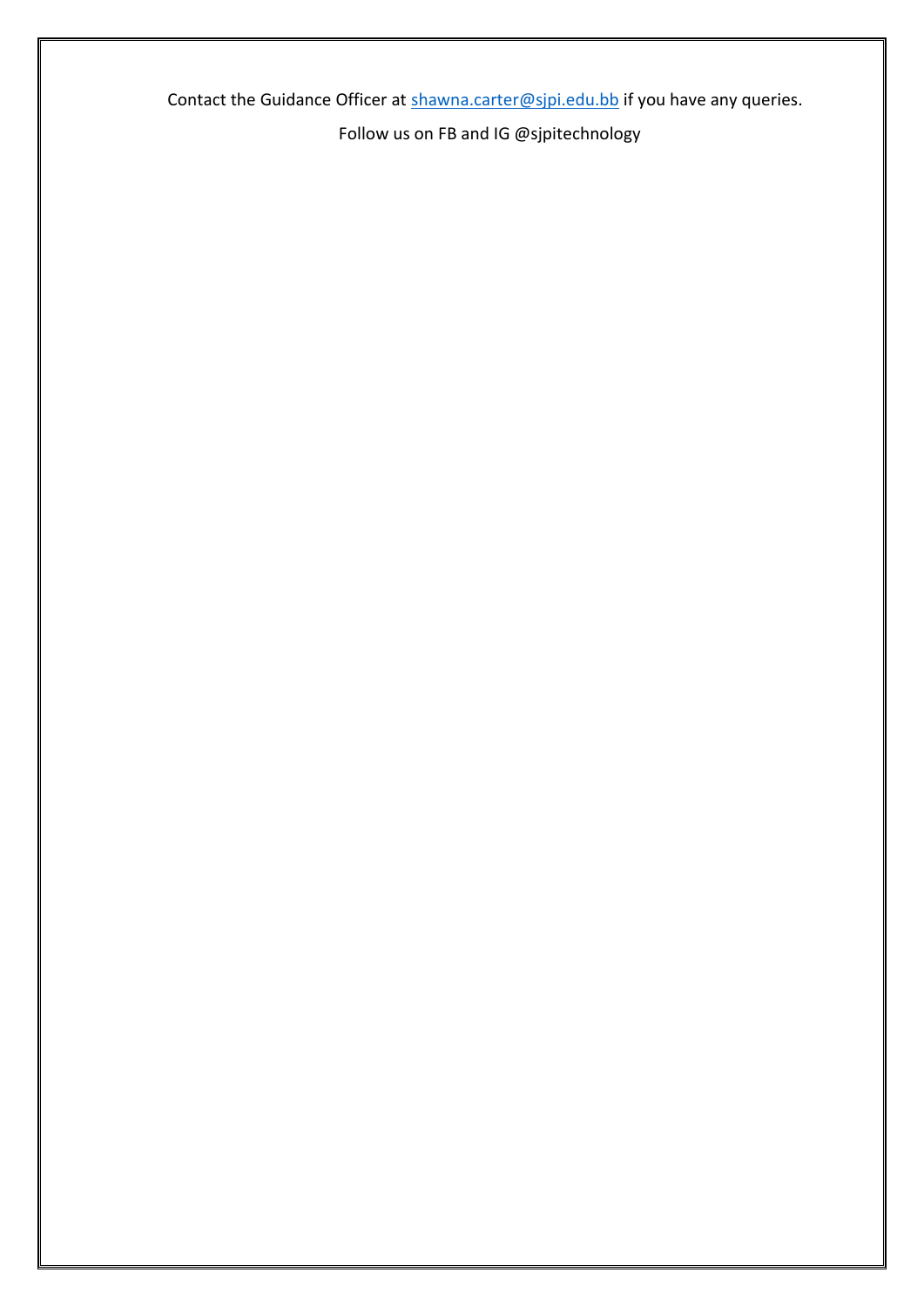Contact the Guidance Officer at shawna.carter@sjpi.edu.bb if you have any queries.

Follow us on FB and IG @sjpitechnology